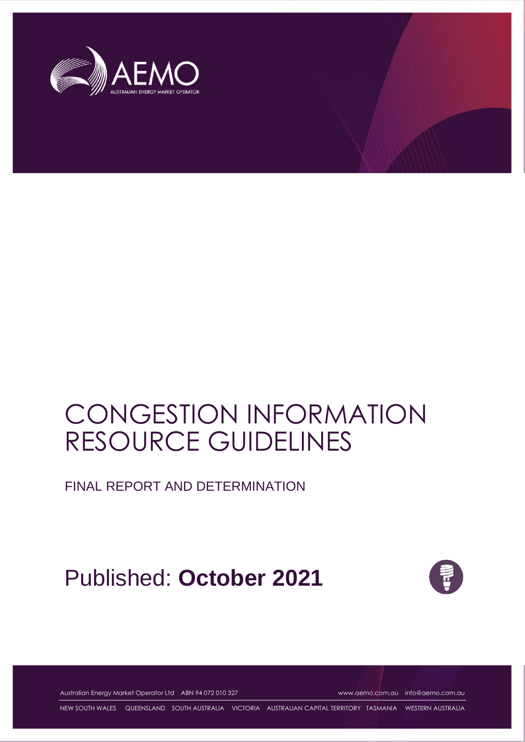# CONGESTION INFORMATION RESOURCE GUIDELINES

## FINAL REPORT AND DETERMINATION

Published: **October 2021**

Australian Energy Market Operator Ltd ABN 94 072 010 327 www.aemo.com.au info@aemo.com.au

NEW SOUTH WALES QUEENSLAND SOUTH AUSTRALIA VICTORIA AUSTRALIAN CAPITAL TERRITORY TASMANIA WESTERN AUSTRALIA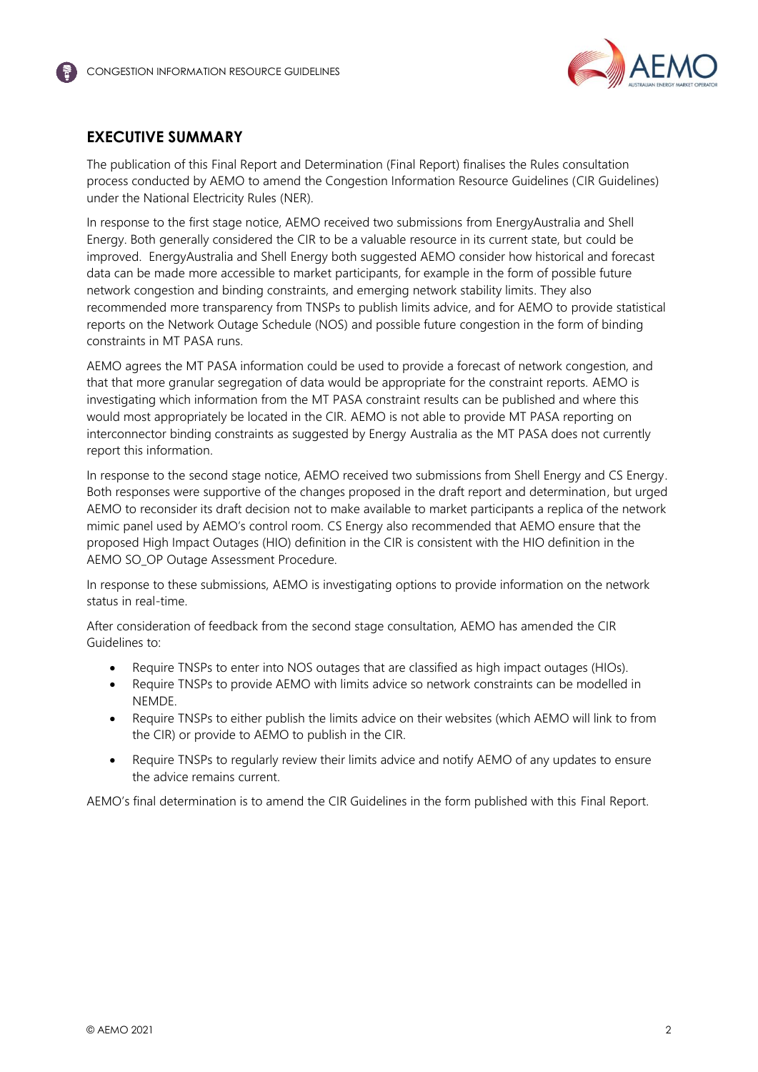## EXECUTIVE SUMMARY

The publication of this Final Report and Determination (Final Report) finalises the Rules consultation process conducted by AEMO to amend the Congestion Information Resource Guidelines (CIR Guidelines) under the National Electricity Rules (NER).

In response to the first stage notice, AEMO received two submissions from EnergyAustralia and Shell Energy. Both generally considered the CIR to be a valuable resource in its current state, but could be improved. EnergyAustralia and Shell Energy both suggested AEMO consider how historical and forecast data can be made more accessible to market participants, for example in the form of possible future network congestion and binding constraints, and emerging network stability limits. They also recommended more transparency from TNSPs to publish limits advice, and for AEMO to provide statistical reports on the Network Outage Schedule (NOS) and possible future congestion in the form of binding constraints in MT PASA runs.

AEMO agrees the MT PASA information could be used to provide a forecast of network congestion, and that that more granular segregation of data would be appropriate for the constraint reports. AEMO is investigating which information from the MT PASA constraint results can be published and where this would most appropriately be located in the CIR. AEMO is not able to provide MT PASA reporting on interconnector binding constraints as suggested by Energy Australia as the MT PASA does not currently report this information.

In response to the second stage notice, AEMO received two submissions from Shell Energy and CS Energy. Both responses were supportive of the changes proposed in the draft report and determination, but urged AEMO to reconsider its draft decision not to make available to market participants a replica of the network mimic panel used by AEMO's control room. CS Energy also recommended that AEMO ensure that the proposed High Impact Outages (HIO) definition in the CIR is consistent with the HIO definition in the AEMO SO_OP Outage Assessment Procedure.

In response to these submissions, AEMO is investigating options to provide information on the network status in real-time.

After consideration of feedback from the second stage consultation, AEMO has amended the CIR Guidelines to:

- Require TNSPs to enter into NOS outages that are classified as high impact outages (HIOs).
- Require TNSPs to provide AEMO with limits advice so network constraints can be modelled in NEMDE.
- Require TNSPs to either publish the limits advice on their websites (which AEMO will link to from the CIR) or provide to AEMO to publish in the CIR.
- Require TNSPs to regularly review their limits advice and notify AEMO of any updates to ensure the advice remains current.

AEMO's final determination is to amend the CIR Guidelines in the form published with this Final Report.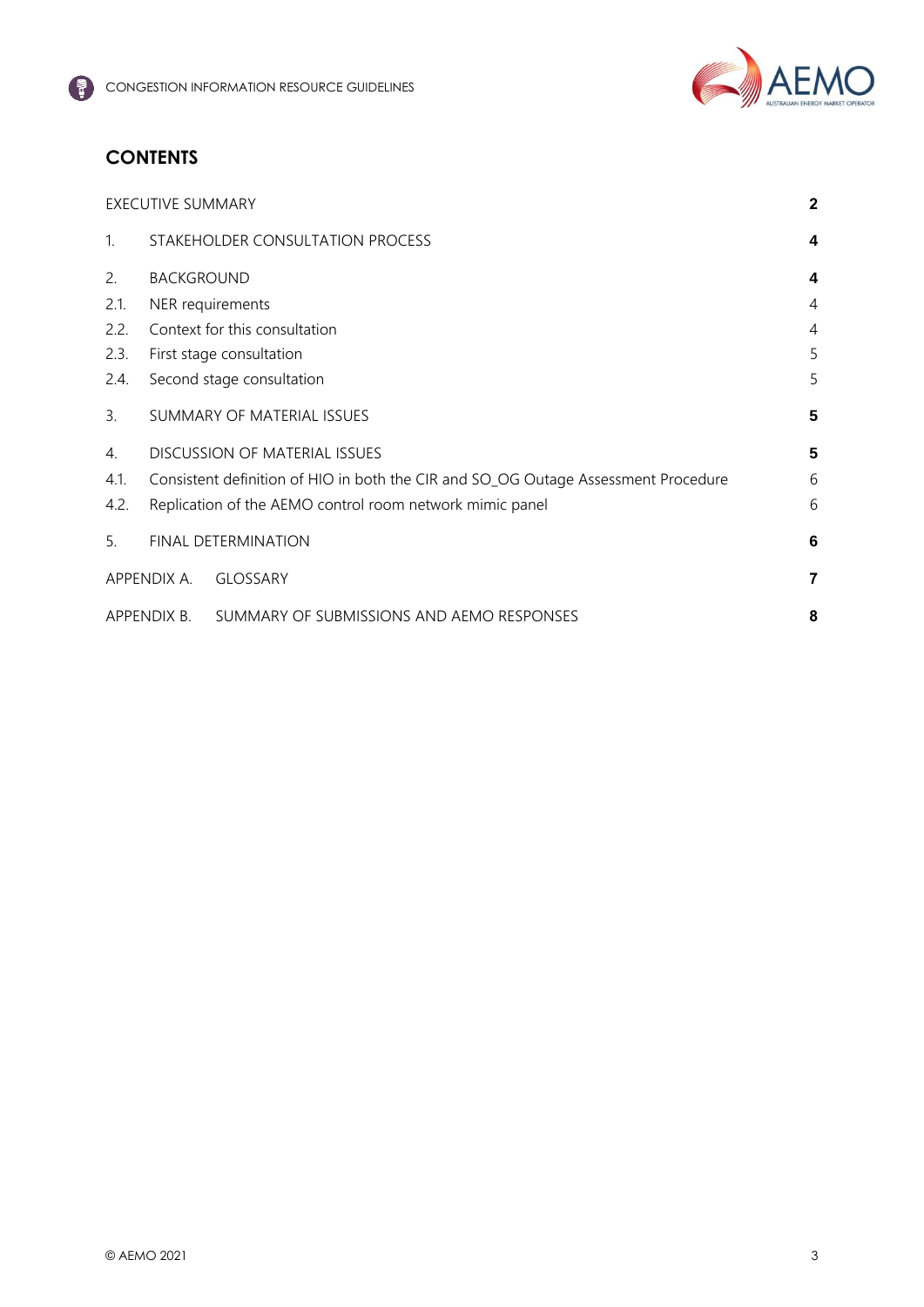## CONTENTS

| | | |
|---|---|---|
| EXECUTIVE SUMMARY | | **2** |
| 1. | STAKEHOLDER CONSULTATION PROCESS | **4** |
| 2. | BACKGROUND | **4** |
| 2.1. | NER requirements | 4 |
| 2.2. | Context for this consultation | 4 |
| 2.3. | First stage consultation | 5 |
| 2.4. | Second stage consultation | 5 |
| 3. | SUMMARY OF MATERIAL ISSUES | **5** |
| 4. | DISCUSSION OF MATERIAL ISSUES | **5** |
| 4.1. | Consistent definition of HIO in both the CIR and SO_OG Outage Assessment Procedure | 6 |
| 4.2. | Replication of the AEMO control room network mimic panel | 6 |
| 5. | FINAL DETERMINATION | **6** |
| APPENDIX A. | GLOSSARY | **7** |
| APPENDIX B. | SUMMARY OF SUBMISSIONS AND AEMO RESPONSES | **8** |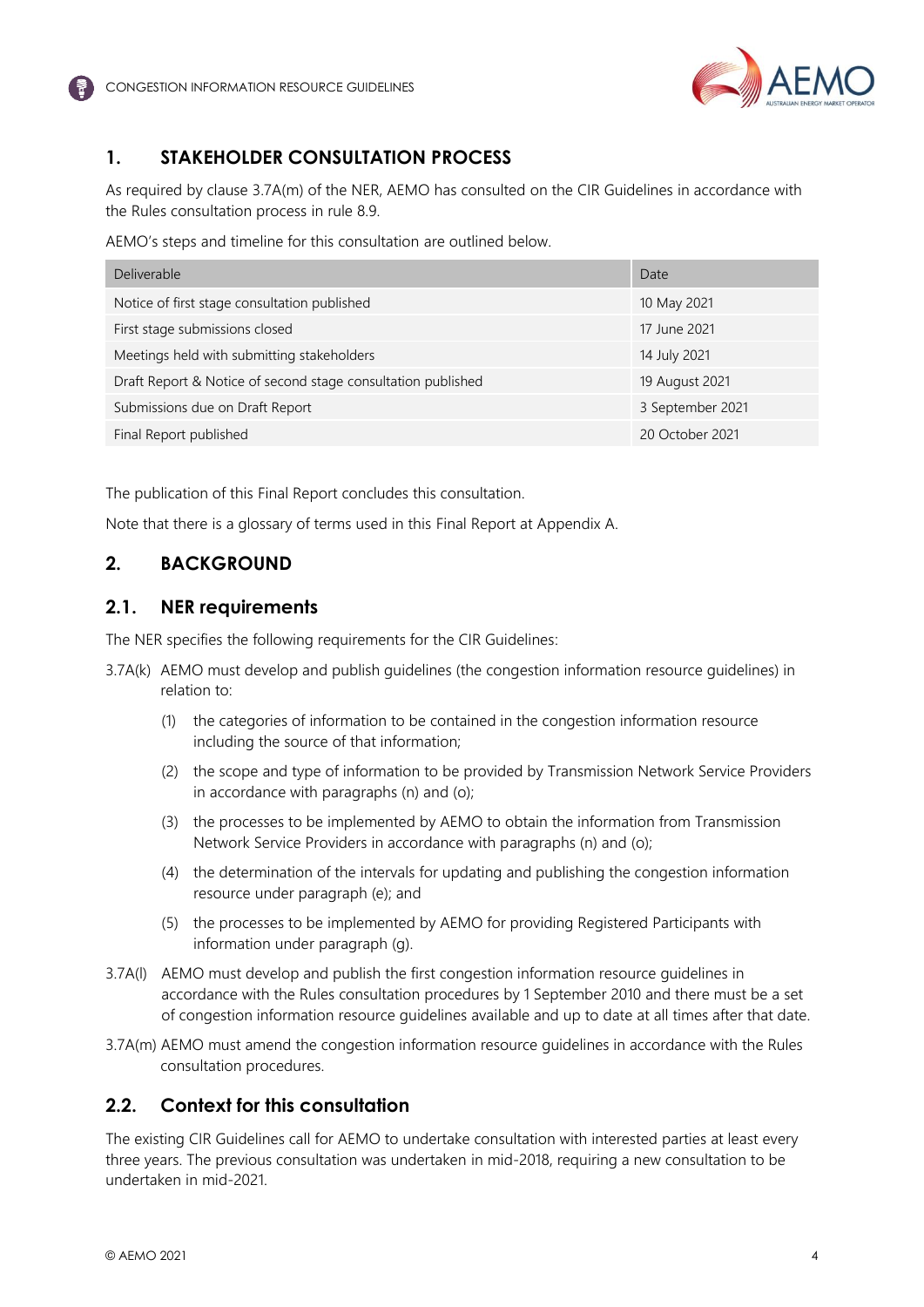## 1. STAKEHOLDER CONSULTATION PROCESS

As required by clause 3.7A(m) of the NER, AEMO has consulted on the CIR Guidelines in accordance with the Rules consultation process in rule 8.9.

AEMO's steps and timeline for this consultation are outlined below.

| Deliverable | Date |
|---|---|
| Notice of first stage consultation published | 10 May 2021 |
| First stage submissions closed | 17 June 2021 |
| Meetings held with submitting stakeholders | 14 July 2021 |
| Draft Report & Notice of second stage consultation published | 19 August 2021 |
| Submissions due on Draft Report | 3 September 2021 |
| Final Report published | 20 October 2021 |

The publication of this Final Report concludes this consultation.

Note that there is a glossary of terms used in this Final Report at Appendix A.

## 2. BACKGROUND

### 2.1. NER requirements

The NER specifies the following requirements for the CIR Guidelines:

3.7A(k) AEMO must develop and publish guidelines (the congestion information resource guidelines) in relation to:

(1) the categories of information to be contained in the congestion information resource including the source of that information;

(2) the scope and type of information to be provided by Transmission Network Service Providers in accordance with paragraphs (n) and (o);

(3) the processes to be implemented by AEMO to obtain the information from Transmission Network Service Providers in accordance with paragraphs (n) and (o);

(4) the determination of the intervals for updating and publishing the congestion information resource under paragraph (e); and

(5) the processes to be implemented by AEMO for providing Registered Participants with information under paragraph (g).

3.7A(l) AEMO must develop and publish the first congestion information resource guidelines in accordance with the Rules consultation procedures by 1 September 2010 and there must be a set of congestion information resource guidelines available and up to date at all times after that date.

3.7A(m) AEMO must amend the congestion information resource guidelines in accordance with the Rules consultation procedures.

### 2.2. Context for this consultation

The existing CIR Guidelines call for AEMO to undertake consultation with interested parties at least every three years. The previous consultation was undertaken in mid-2018, requiring a new consultation to be undertaken in mid-2021.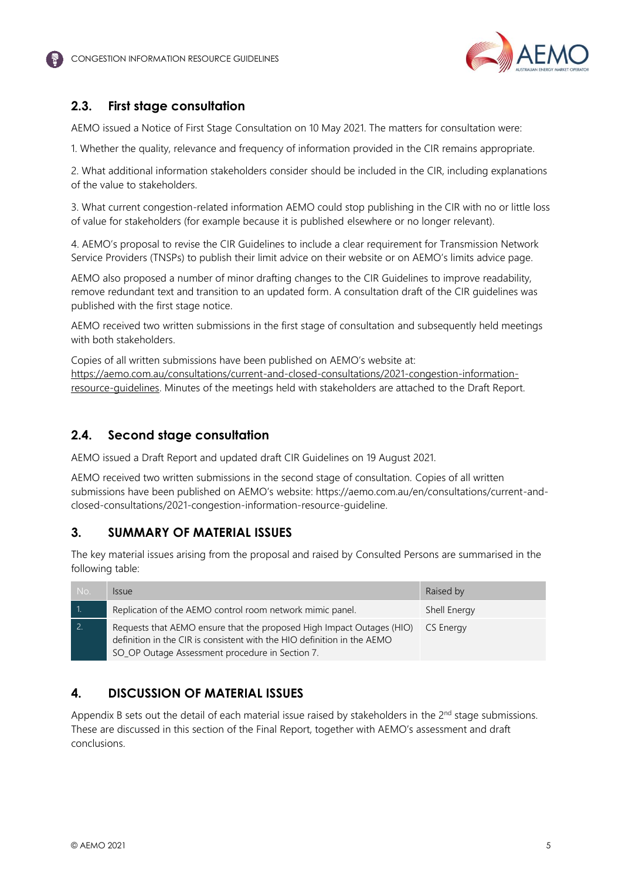## 2.3. First stage consultation

AEMO issued a Notice of First Stage Consultation on 10 May 2021. The matters for consultation were:

1. Whether the quality, relevance and frequency of information provided in the CIR remains appropriate.

2. What additional information stakeholders consider should be included in the CIR, including explanations of the value to stakeholders.

3. What current congestion-related information AEMO could stop publishing in the CIR with no or little loss of value for stakeholders (for example because it is published elsewhere or no longer relevant).

4. AEMO's proposal to revise the CIR Guidelines to include a clear requirement for Transmission Network Service Providers (TNSPs) to publish their limit advice on their website or on AEMO's limits advice page.

AEMO also proposed a number of minor drafting changes to the CIR Guidelines to improve readability, remove redundant text and transition to an updated form. A consultation draft of the CIR guidelines was published with the first stage notice.

AEMO received two written submissions in the first stage of consultation and subsequently held meetings with both stakeholders.

Copies of all written submissions have been published on AEMO's website at: https://aemo.com.au/consultations/current-and-closed-consultations/2021-congestion-information-resource-guidelines. Minutes of the meetings held with stakeholders are attached to the Draft Report.

## 2.4. Second stage consultation

AEMO issued a Draft Report and updated draft CIR Guidelines on 19 August 2021.

AEMO received two written submissions in the second stage of consultation. Copies of all written submissions have been published on AEMO's website: https://aemo.com.au/en/consultations/current-and-closed-consultations/2021-congestion-information-resource-guideline.

# 3. SUMMARY OF MATERIAL ISSUES

The key material issues arising from the proposal and raised by Consulted Persons are summarised in the following table:

| No. | Issue | Raised by |
|---|---|---|
| 1. | Replication of the AEMO control room network mimic panel. | Shell Energy |
| 2. | Requests that AEMO ensure that the proposed High Impact Outages (HIO) definition in the CIR is consistent with the HIO definition in the AEMO SO_OP Outage Assessment procedure in Section 7. | CS Energy |

# 4. DISCUSSION OF MATERIAL ISSUES

Appendix B sets out the detail of each material issue raised by stakeholders in the 2nd stage submissions. These are discussed in this section of the Final Report, together with AEMO's assessment and draft conclusions.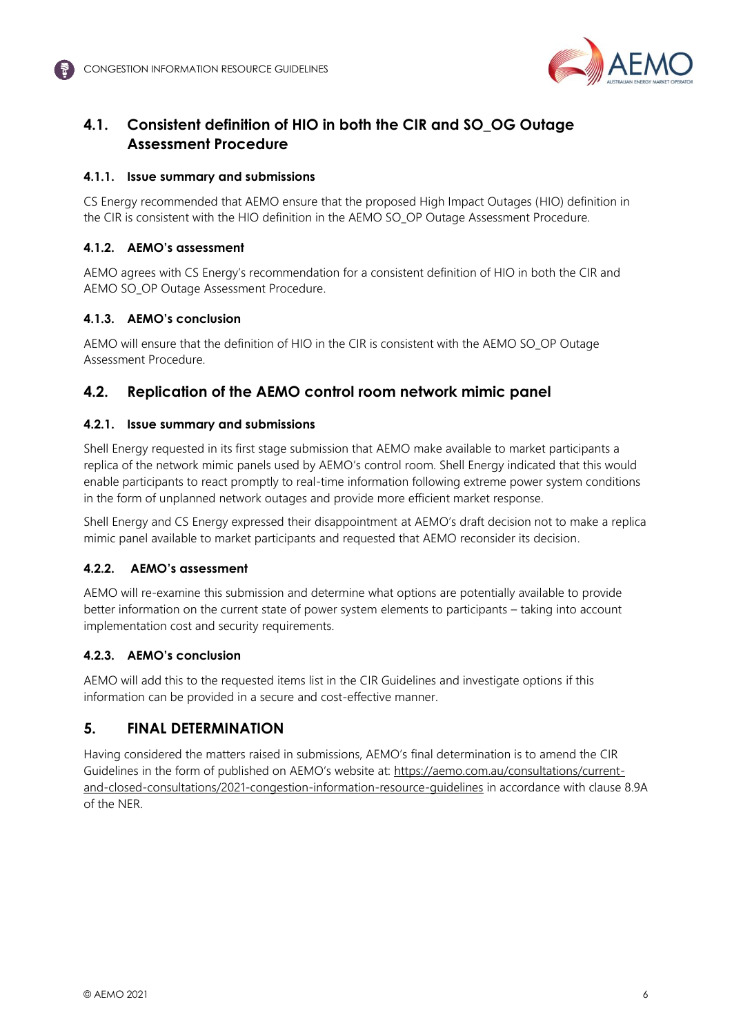## 4.1. Consistent definition of HIO in both the CIR and SO_OG Outage Assessment Procedure

### 4.1.1. Issue summary and submissions

CS Energy recommended that AEMO ensure that the proposed High Impact Outages (HIO) definition in the CIR is consistent with the HIO definition in the AEMO SO_OP Outage Assessment Procedure.

### 4.1.2. AEMO's assessment

AEMO agrees with CS Energy's recommendation for a consistent definition of HIO in both the CIR and AEMO SO_OP Outage Assessment Procedure.

### 4.1.3. AEMO's conclusion

AEMO will ensure that the definition of HIO in the CIR is consistent with the AEMO SO_OP Outage Assessment Procedure.

## 4.2. Replication of the AEMO control room network mimic panel

### 4.2.1. Issue summary and submissions

Shell Energy requested in its first stage submission that AEMO make available to market participants a replica of the network mimic panels used by AEMO's control room. Shell Energy indicated that this would enable participants to react promptly to real-time information following extreme power system conditions in the form of unplanned network outages and provide more efficient market response.

Shell Energy and CS Energy expressed their disappointment at AEMO's draft decision not to make a replica mimic panel available to market participants and requested that AEMO reconsider its decision.

### 4.2.2. AEMO's assessment

AEMO will re-examine this submission and determine what options are potentially available to provide better information on the current state of power system elements to participants – taking into account implementation cost and security requirements.

### 4.2.3. AEMO's conclusion

AEMO will add this to the requested items list in the CIR Guidelines and investigate options if this information can be provided in a secure and cost-effective manner.

# 5. FINAL DETERMINATION

Having considered the matters raised in submissions, AEMO's final determination is to amend the CIR Guidelines in the form of published on AEMO's website at: https://aemo.com.au/consultations/current-and-closed-consultations/2021-congestion-information-resource-guidelines in accordance with clause 8.9A of the NER.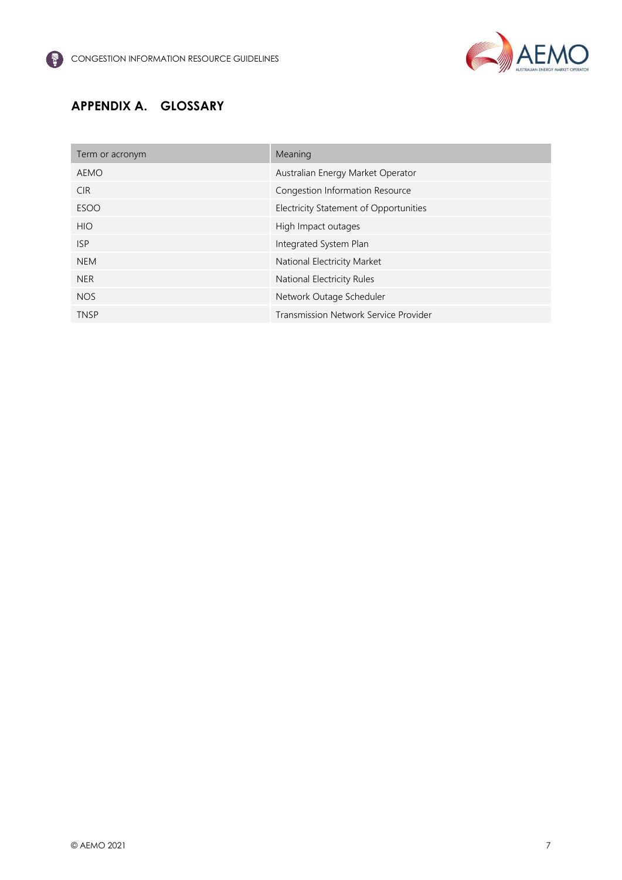# APPENDIX A. GLOSSARY

| Term or acronym | Meaning |
|---|---|
| AEMO | Australian Energy Market Operator |
| CIR | Congestion Information Resource |
| ESOO | Electricity Statement of Opportunities |
| HIO | High Impact outages |
| ISP | Integrated System Plan |
| NEM | National Electricity Market |
| NER | National Electricity Rules |
| NOS | Network Outage Scheduler |
| TNSP | Transmission Network Service Provider |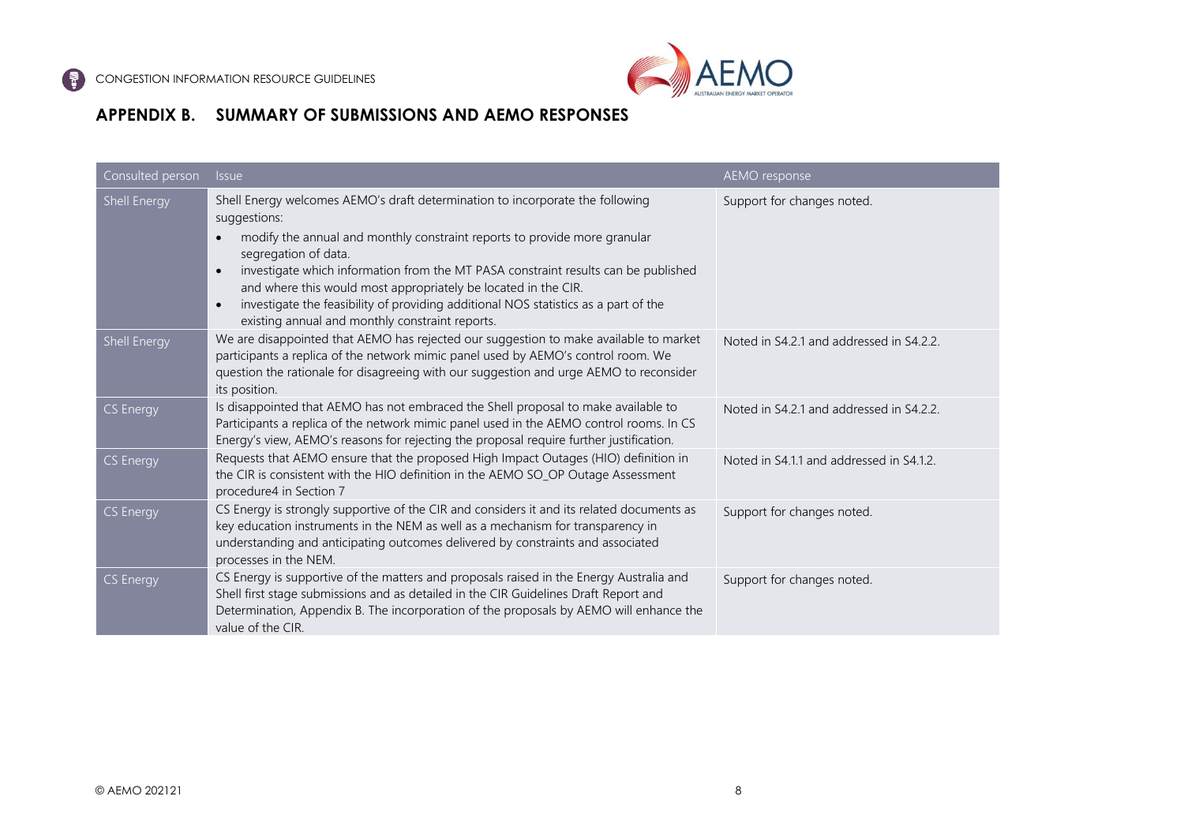# APPENDIX B. SUMMARY OF SUBMISSIONS AND AEMO RESPONSES

| Consulted person | Issue | AEMO response |
|---|---|---|
| Shell Energy | Shell Energy welcomes AEMO's draft determination to incorporate the following suggestions:<br>• modify the annual and monthly constraint reports to provide more granular segregation of data.<br>• investigate which information from the MT PASA constraint results can be published and where this would most appropriately be located in the CIR.<br>• investigate the feasibility of providing additional NOS statistics as a part of the existing annual and monthly constraint reports. | Support for changes noted. |
| Shell Energy | We are disappointed that AEMO has rejected our suggestion to make available to market participants a replica of the network mimic panel used by AEMO's control room. We question the rationale for disagreeing with our suggestion and urge AEMO to reconsider its position. | Noted in S4.2.1 and addressed in S4.2.2. |
| CS Energy | Is disappointed that AEMO has not embraced the Shell proposal to make available to Participants a replica of the network mimic panel used in the AEMO control rooms. In CS Energy's view, AEMO's reasons for rejecting the proposal require further justification. | Noted in S4.2.1 and addressed in S4.2.2. |
| CS Energy | Requests that AEMO ensure that the proposed High Impact Outages (HIO) definition in the CIR is consistent with the HIO definition in the AEMO SO_OP Outage Assessment procedure4 in Section 7 | Noted in S4.1.1 and addressed in S4.1.2. |
| CS Energy | CS Energy is strongly supportive of the CIR and considers it and its related documents as key education instruments in the NEM as well as a mechanism for transparency in understanding and anticipating outcomes delivered by constraints and associated processes in the NEM. | Support for changes noted. |
| CS Energy | CS Energy is supportive of the matters and proposals raised in the Energy Australia and Shell first stage submissions and as detailed in the CIR Guidelines Draft Report and Determination, Appendix B. The incorporation of the proposals by AEMO will enhance the value of the CIR. | Support for changes noted. |